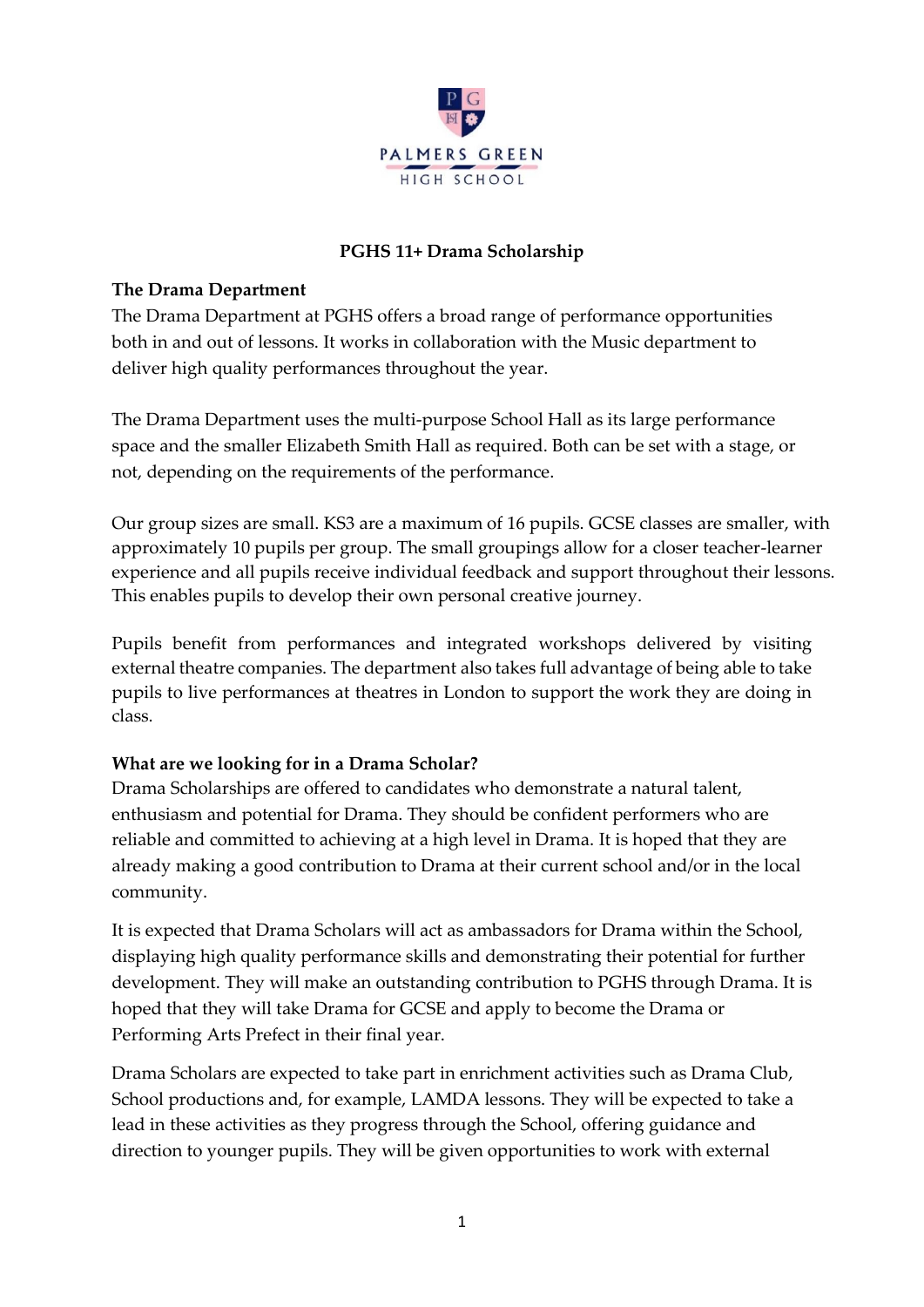# PGHS 11+ Drama Scholarship

## The Drama Department

The Drama Department at PGHS offers a broad range of performance opportunities both in and out of lessons. It works in collaboration with the Music department to deliver high quality performances throughout the year.

The Drama Department uses the multi-purpose School Hall as its large performance space and the smaller Elizabeth Smith Hall as required. Both can be set with a stage, or not, depending on the requirements of the performance.

Our group sizes are small. KS3 are a maximum of 16 pupils. GCSE classes are smaller, with approximately 10 pupils per group. The small groupings allow for a closer teacher-learner experience and all pupils receive individual feedback and support throughout their lessons. This enables pupils to develop their own personal creative journey.

Pupils benefit from performances and integrated workshops delivered by visiting external theatre companies. The department also takes full advantage of being able to take pupils to live performances at theatres in London to support the work they are doing in class.

## What are we looking for in a Drama Scholar?

Drama Scholarships are offered to candidates who demonstrate a natural talent, enthusiasm and potential for Drama. They should be confident performers who are reliable and committed to achieving at a high level in Drama. It is hoped that they are already making a good contribution to Drama at their current school and/or in the local community.

It is expected that Drama Scholars will act as ambassadors for Drama within the School, displaying high quality performance skills and demonstrating their potential for further development. They will make an outstanding contribution to PGHS through Drama. It is hoped that they will take Drama for GCSE and apply to become the Drama or Performing Arts Prefect in their final year.

Drama Scholars are expected to take part in enrichment activities such as Drama Club, School productions and, for example, LAMDA lessons. They will be expected to take a lead in these activities as they progress through the School, offering guidance and direction to younger pupils. They will be given opportunities to work with external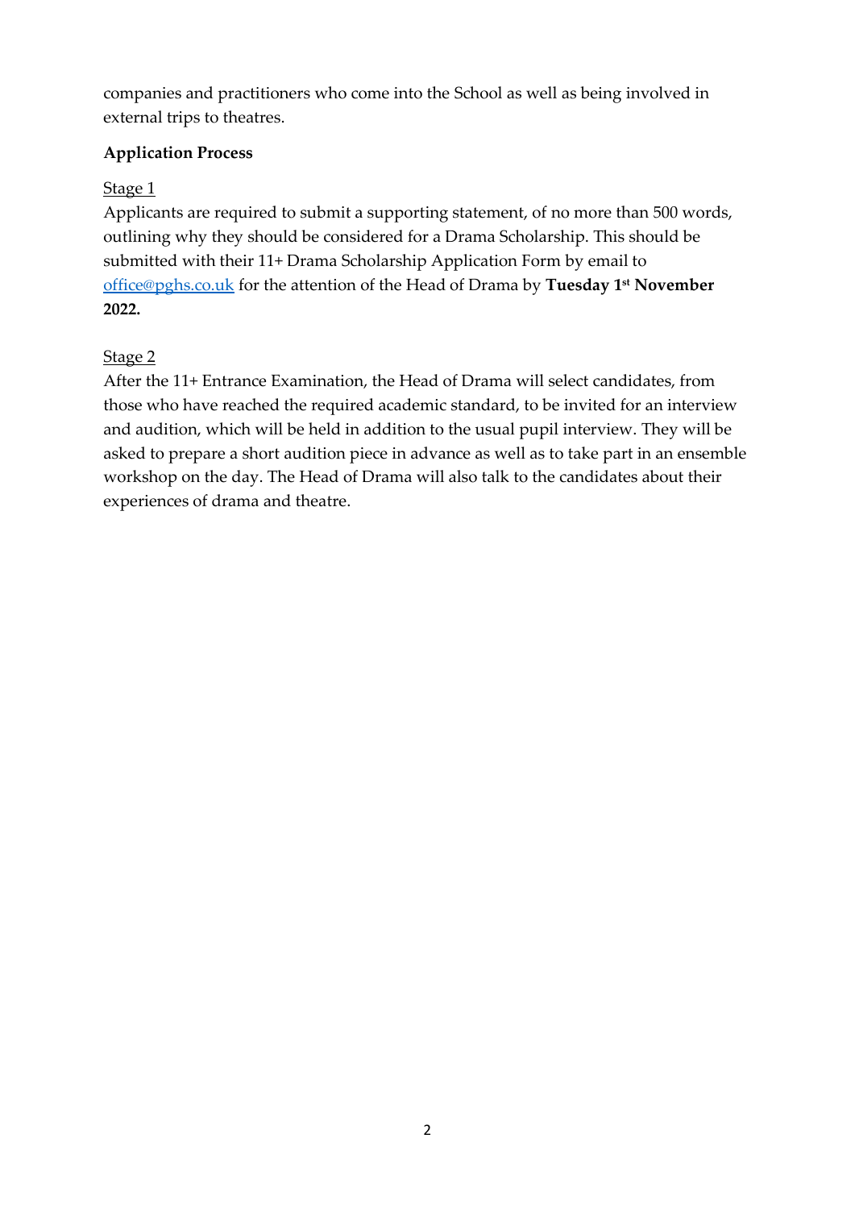companies and practitioners who come into the School as well as being involved in external trips to theatres.

**Application Process**

Stage 1

Applicants are required to submit a supporting statement, of no more than 500 words, outlining why they should be considered for a Drama Scholarship. This should be submitted with their 11+ Drama Scholarship Application Form by email to office@pghs.co.uk for the attention of the Head of Drama by **Tuesday 1st November 2022.**

Stage 2

After the 11+ Entrance Examination, the Head of Drama will select candidates, from those who have reached the required academic standard, to be invited for an interview and audition, which will be held in addition to the usual pupil interview. They will be asked to prepare a short audition piece in advance as well as to take part in an ensemble workshop on the day. The Head of Drama will also talk to the candidates about their experiences of drama and theatre.